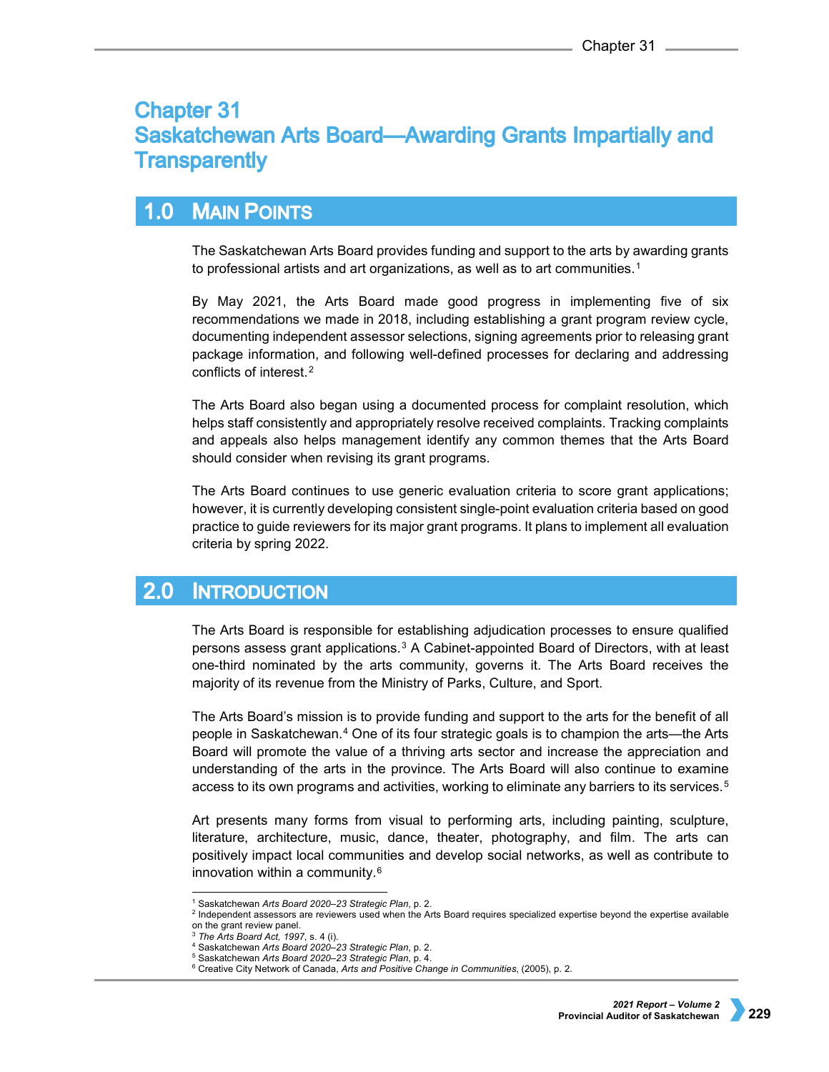# Chapter 31
# Saskatchewan Arts Board—Awarding Grants Impartially and Transparently

## 1.0 Main Points

The Saskatchewan Arts Board provides funding and support to the arts by awarding grants to professional artists and art organizations, as well as to art communities.[1]

By May 2021, the Arts Board made good progress in implementing five of six recommendations we made in 2018, including establishing a grant program review cycle, documenting independent assessor selections, signing agreements prior to releasing grant package information, and following well-defined processes for declaring and addressing conflicts of interest.[2]

The Arts Board also began using a documented process for complaint resolution, which helps staff consistently and appropriately resolve received complaints. Tracking complaints and appeals also helps management identify any common themes that the Arts Board should consider when revising its grant programs.

The Arts Board continues to use generic evaluation criteria to score grant applications; however, it is currently developing consistent single-point evaluation criteria based on good practice to guide reviewers for its major grant programs. It plans to implement all evaluation criteria by spring 2022.

## 2.0 Introduction

The Arts Board is responsible for establishing adjudication processes to ensure qualified persons assess grant applications.[3] A Cabinet-appointed Board of Directors, with at least one-third nominated by the arts community, governs it. The Arts Board receives the majority of its revenue from the Ministry of Parks, Culture, and Sport.

The Arts Board's mission is to provide funding and support to the arts for the benefit of all people in Saskatchewan.[4] One of its four strategic goals is to champion the arts—the Arts Board will promote the value of a thriving arts sector and increase the appreciation and understanding of the arts in the province. The Arts Board will also continue to examine access to its own programs and activities, working to eliminate any barriers to its services.[5]

Art presents many forms from visual to performing arts, including painting, sculpture, literature, architecture, music, dance, theater, photography, and film. The arts can positively impact local communities and develop social networks, as well as contribute to innovation within a community.[6]

---

[1] Saskatchewan *Arts Board 2020–23 Strategic Plan*, p. 2.
[2] Independent assessors are reviewers used when the Arts Board requires specialized expertise beyond the expertise available on the grant review panel.
[3] *The Arts Board Act, 1997*, s. 4 (i).
[4] Saskatchewan *Arts Board 2020–23 Strategic Plan*, p. 2.
[5] Saskatchewan *Arts Board 2020–23 Strategic Plan*, p. 4.
[6] Creative City Network of Canada, *Arts and Positive Change in Communities*, (2005), p. 2.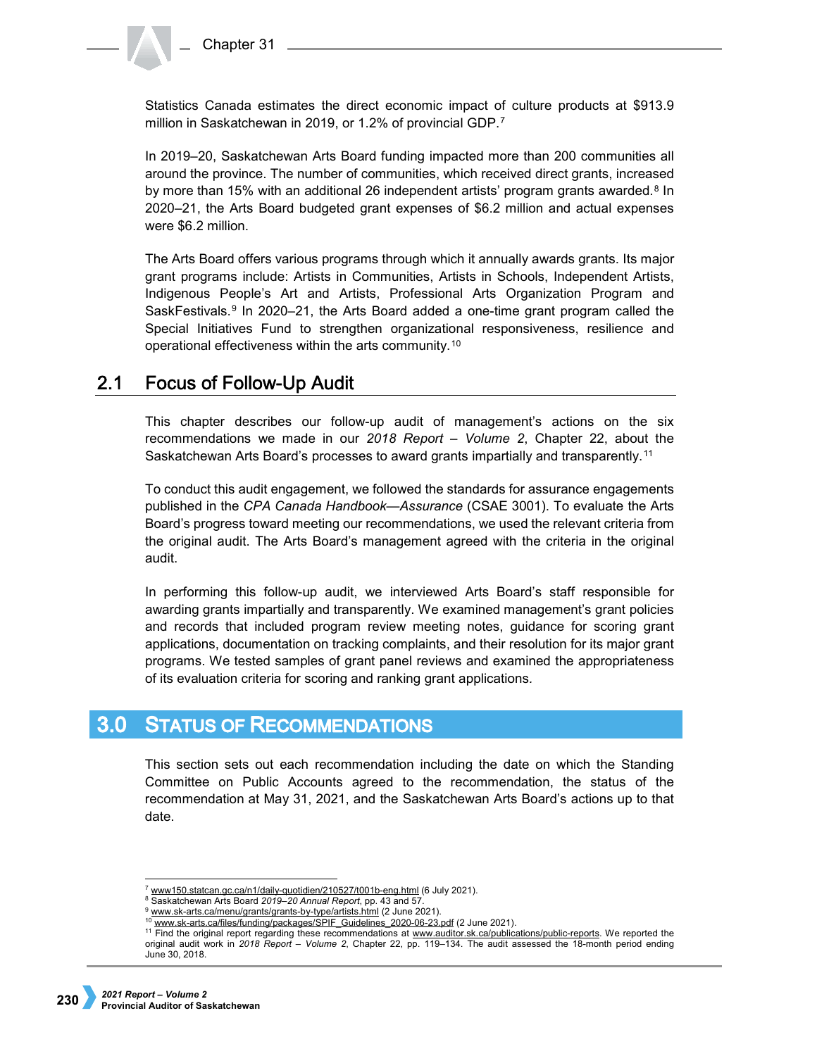Statistics Canada estimates the direct economic impact of culture products at $913.9 million in Saskatchewan in 2019, or 1.2% of provincial GDP.[7]

In 2019–20, Saskatchewan Arts Board funding impacted more than 200 communities all around the province. The number of communities, which received direct grants, increased by more than 15% with an additional 26 independent artists' program grants awarded.[8] In 2020–21, the Arts Board budgeted grant expenses of $6.2 million and actual expenses were $6.2 million.

The Arts Board offers various programs through which it annually awards grants. Its major grant programs include: Artists in Communities, Artists in Schools, Independent Artists, Indigenous People's Art and Artists, Professional Arts Organization Program and SaskFestivals.[9] In 2020–21, the Arts Board added a one-time grant program called the Special Initiatives Fund to strengthen organizational responsiveness, resilience and operational effectiveness within the arts community.[10]

## 2.1 Focus of Follow-Up Audit

This chapter describes our follow-up audit of management's actions on the six recommendations we made in our *2018 Report – Volume 2*, Chapter 22, about the Saskatchewan Arts Board's processes to award grants impartially and transparently.[11]

To conduct this audit engagement, we followed the standards for assurance engagements published in the *CPA Canada Handbook—Assurance* (CSAE 3001). To evaluate the Arts Board's progress toward meeting our recommendations, we used the relevant criteria from the original audit. The Arts Board's management agreed with the criteria in the original audit.

In performing this follow-up audit, we interviewed Arts Board's staff responsible for awarding grants impartially and transparently. We examined management's grant policies and records that included program review meeting notes, guidance for scoring grant applications, documentation on tracking complaints, and their resolution for its major grant programs. We tested samples of grant panel reviews and examined the appropriateness of its evaluation criteria for scoring and ranking grant applications.

# 3.0 Status of Recommendations

This section sets out each recommendation including the date on which the Standing Committee on Public Accounts agreed to the recommendation, the status of the recommendation at May 31, 2021, and the Saskatchewan Arts Board's actions up to that date.

---

[7] www150.statcan.gc.ca/n1/daily-quotidien/210527/t001b-eng.html (6 July 2021).
[8] Saskatchewan Arts Board *2019–20 Annual Report*, pp. 43 and 57.
[9] www.sk-arts.ca/menu/grants/grants-by-type/artists.html (2 June 2021).
[10] www.sk-arts.ca/files/funding/packages/SPIF_Guidelines_2020-06-23.pdf (2 June 2021).
[11] Find the original report regarding these recommendations at www.auditor.sk.ca/publications/public-reports. We reported the original audit work in *2018 Report – Volume 2*, Chapter 22, pp. 119–134. The audit assessed the 18-month period ending June 30, 2018.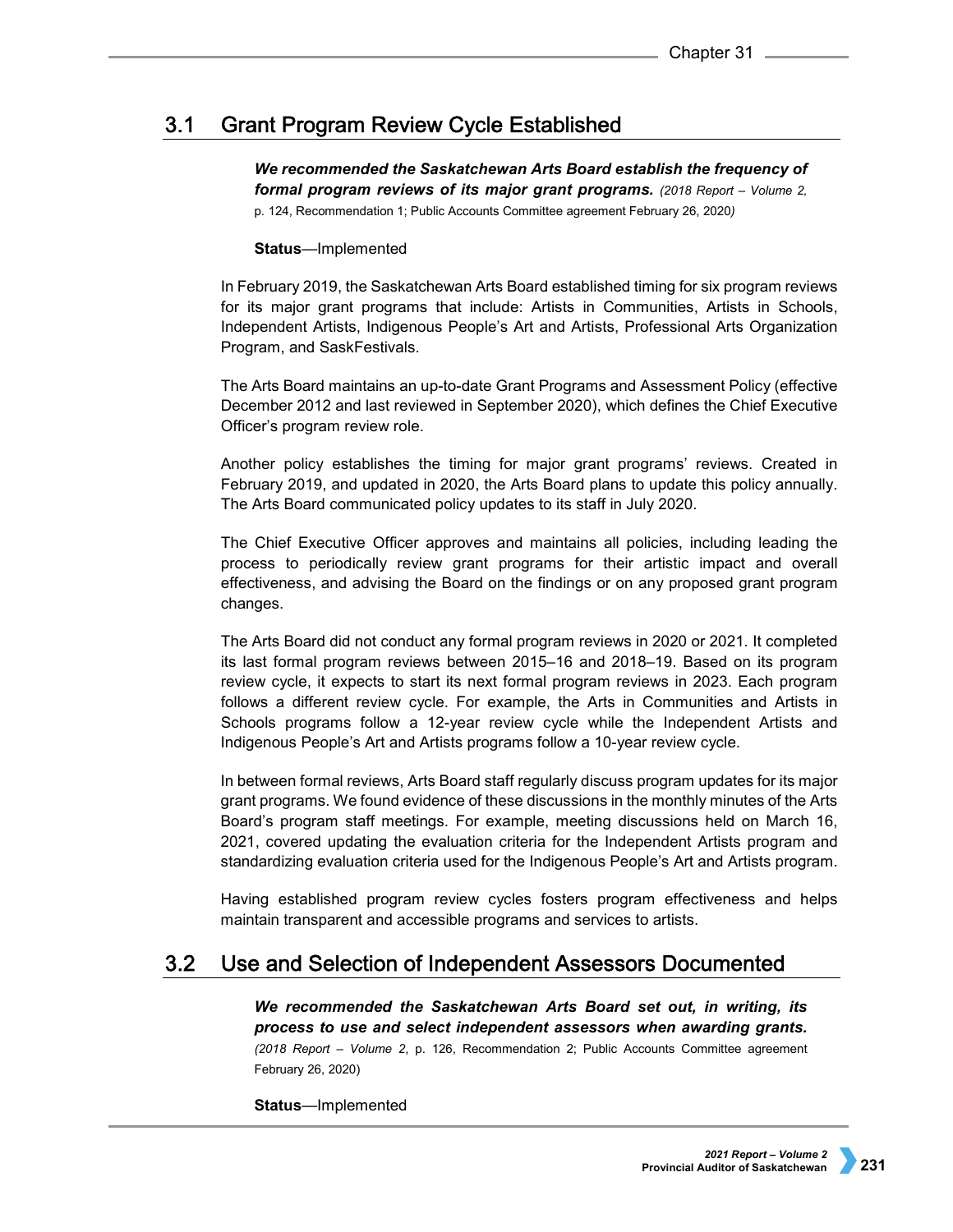## 3.1 Grant Program Review Cycle Established

***We recommended the Saskatchewan Arts Board establish the frequency of formal program reviews of its major grant programs.*** *(2018 Report – Volume 2,* p. 124, Recommendation 1; Public Accounts Committee agreement February 26, 2020*)*

**Status**—Implemented

In February 2019, the Saskatchewan Arts Board established timing for six program reviews for its major grant programs that include: Artists in Communities, Artists in Schools, Independent Artists, Indigenous People's Art and Artists, Professional Arts Organization Program, and SaskFestivals.

The Arts Board maintains an up-to-date Grant Programs and Assessment Policy (effective December 2012 and last reviewed in September 2020), which defines the Chief Executive Officer's program review role.

Another policy establishes the timing for major grant programs' reviews. Created in February 2019, and updated in 2020, the Arts Board plans to update this policy annually. The Arts Board communicated policy updates to its staff in July 2020.

The Chief Executive Officer approves and maintains all policies, including leading the process to periodically review grant programs for their artistic impact and overall effectiveness, and advising the Board on the findings or on any proposed grant program changes.

The Arts Board did not conduct any formal program reviews in 2020 or 2021. It completed its last formal program reviews between 2015–16 and 2018–19. Based on its program review cycle, it expects to start its next formal program reviews in 2023. Each program follows a different review cycle. For example, the Arts in Communities and Artists in Schools programs follow a 12-year review cycle while the Independent Artists and Indigenous People's Art and Artists programs follow a 10-year review cycle.

In between formal reviews, Arts Board staff regularly discuss program updates for its major grant programs. We found evidence of these discussions in the monthly minutes of the Arts Board's program staff meetings. For example, meeting discussions held on March 16, 2021, covered updating the evaluation criteria for the Independent Artists program and standardizing evaluation criteria used for the Indigenous People's Art and Artists program.

Having established program review cycles fosters program effectiveness and helps maintain transparent and accessible programs and services to artists.

## 3.2 Use and Selection of Independent Assessors Documented

***We recommended the Saskatchewan Arts Board set out, in writing, its process to use and select independent assessors when awarding grants.*** *(2018 Report – Volume 2*, p. 126, Recommendation 2; Public Accounts Committee agreement February 26, 2020)

**Status**—Implemented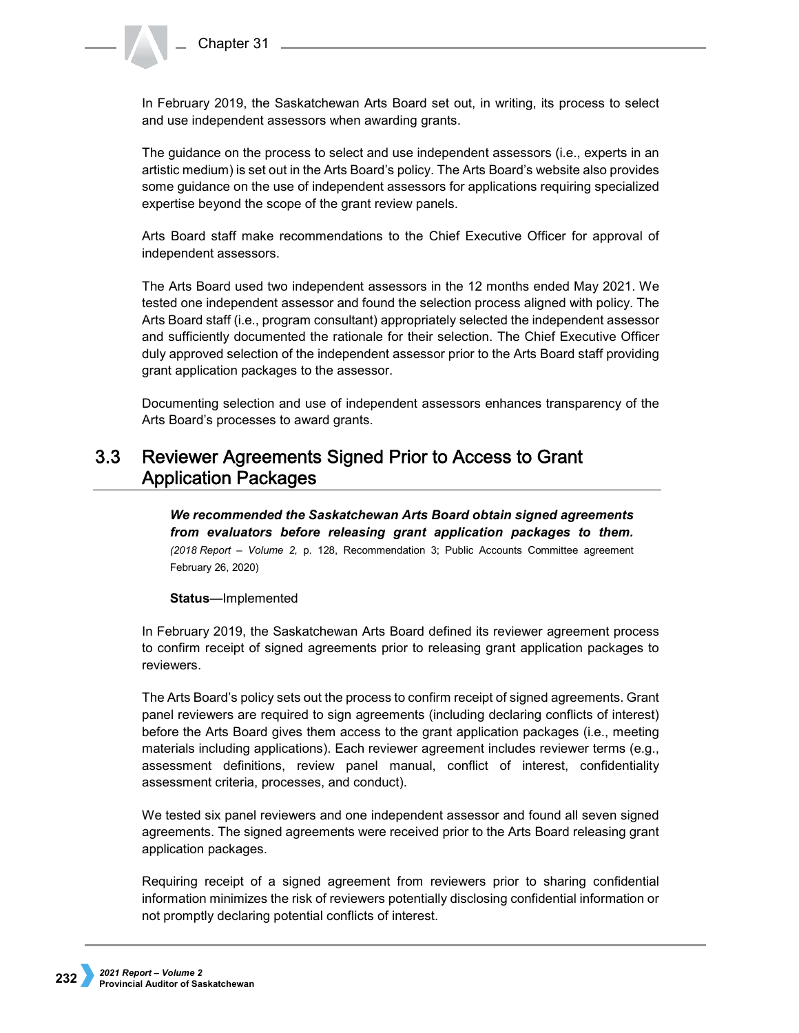In February 2019, the Saskatchewan Arts Board set out, in writing, its process to select and use independent assessors when awarding grants.

The guidance on the process to select and use independent assessors (i.e., experts in an artistic medium) is set out in the Arts Board's policy. The Arts Board's website also provides some guidance on the use of independent assessors for applications requiring specialized expertise beyond the scope of the grant review panels.

Arts Board staff make recommendations to the Chief Executive Officer for approval of independent assessors.

The Arts Board used two independent assessors in the 12 months ended May 2021. We tested one independent assessor and found the selection process aligned with policy. The Arts Board staff (i.e., program consultant) appropriately selected the independent assessor and sufficiently documented the rationale for their selection. The Chief Executive Officer duly approved selection of the independent assessor prior to the Arts Board staff providing grant application packages to the assessor.

Documenting selection and use of independent assessors enhances transparency of the Arts Board's processes to award grants.

## 3.3 Reviewer Agreements Signed Prior to Access to Grant Application Packages

> ***We recommended the Saskatchewan Arts Board obtain signed agreements from evaluators before releasing grant application packages to them.*** *(2018 Report – Volume 2,* p. 128, Recommendation 3; Public Accounts Committee agreement February 26, 2020)
>
> **Status**—Implemented

In February 2019, the Saskatchewan Arts Board defined its reviewer agreement process to confirm receipt of signed agreements prior to releasing grant application packages to reviewers.

The Arts Board's policy sets out the process to confirm receipt of signed agreements. Grant panel reviewers are required to sign agreements (including declaring conflicts of interest) before the Arts Board gives them access to the grant application packages (i.e., meeting materials including applications). Each reviewer agreement includes reviewer terms (e.g., assessment definitions, review panel manual, conflict of interest, confidentiality assessment criteria, processes, and conduct).

We tested six panel reviewers and one independent assessor and found all seven signed agreements. The signed agreements were received prior to the Arts Board releasing grant application packages.

Requiring receipt of a signed agreement from reviewers prior to sharing confidential information minimizes the risk of reviewers potentially disclosing confidential information or not promptly declaring potential conflicts of interest.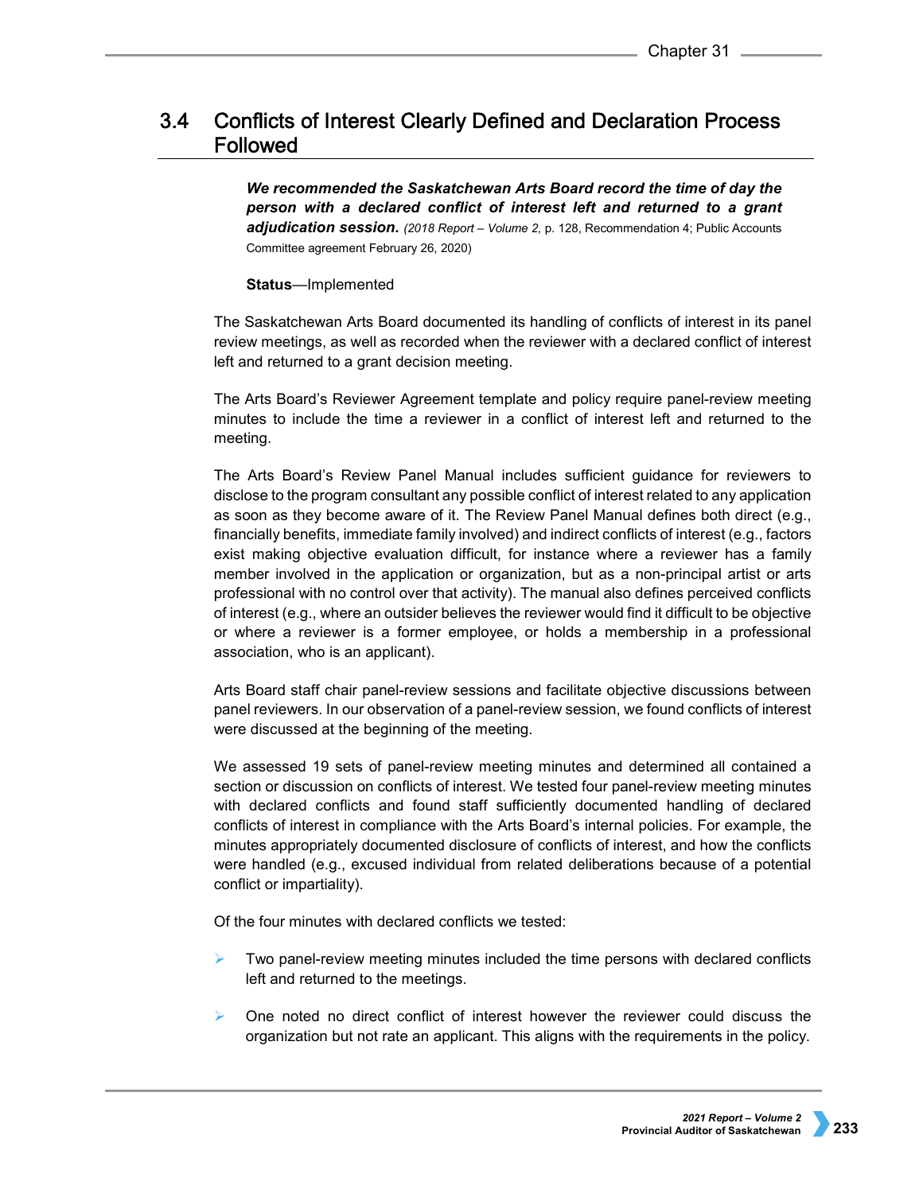## 3.4 Conflicts of Interest Clearly Defined and Declaration Process Followed

***We recommended the Saskatchewan Arts Board record the time of day the person with a declared conflict of interest left and returned to a grant adjudication session.*** *(2018 Report – Volume 2,* p. 128, Recommendation 4; Public Accounts Committee agreement February 26, 2020)

**Status**—Implemented

The Saskatchewan Arts Board documented its handling of conflicts of interest in its panel review meetings, as well as recorded when the reviewer with a declared conflict of interest left and returned to a grant decision meeting.

The Arts Board's Reviewer Agreement template and policy require panel-review meeting minutes to include the time a reviewer in a conflict of interest left and returned to the meeting.

The Arts Board's Review Panel Manual includes sufficient guidance for reviewers to disclose to the program consultant any possible conflict of interest related to any application as soon as they become aware of it. The Review Panel Manual defines both direct (e.g., financially benefits, immediate family involved) and indirect conflicts of interest (e.g., factors exist making objective evaluation difficult, for instance where a reviewer has a family member involved in the application or organization, but as a non-principal artist or arts professional with no control over that activity). The manual also defines perceived conflicts of interest (e.g., where an outsider believes the reviewer would find it difficult to be objective or where a reviewer is a former employee, or holds a membership in a professional association, who is an applicant).

Arts Board staff chair panel-review sessions and facilitate objective discussions between panel reviewers. In our observation of a panel-review session, we found conflicts of interest were discussed at the beginning of the meeting.

We assessed 19 sets of panel-review meeting minutes and determined all contained a section or discussion on conflicts of interest. We tested four panel-review meeting minutes with declared conflicts and found staff sufficiently documented handling of declared conflicts of interest in compliance with the Arts Board's internal policies. For example, the minutes appropriately documented disclosure of conflicts of interest, and how the conflicts were handled (e.g., excused individual from related deliberations because of a potential conflict or impartiality).

Of the four minutes with declared conflicts we tested:

- Two panel-review meeting minutes included the time persons with declared conflicts left and returned to the meetings.
- One noted no direct conflict of interest however the reviewer could discuss the organization but not rate an applicant. This aligns with the requirements in the policy.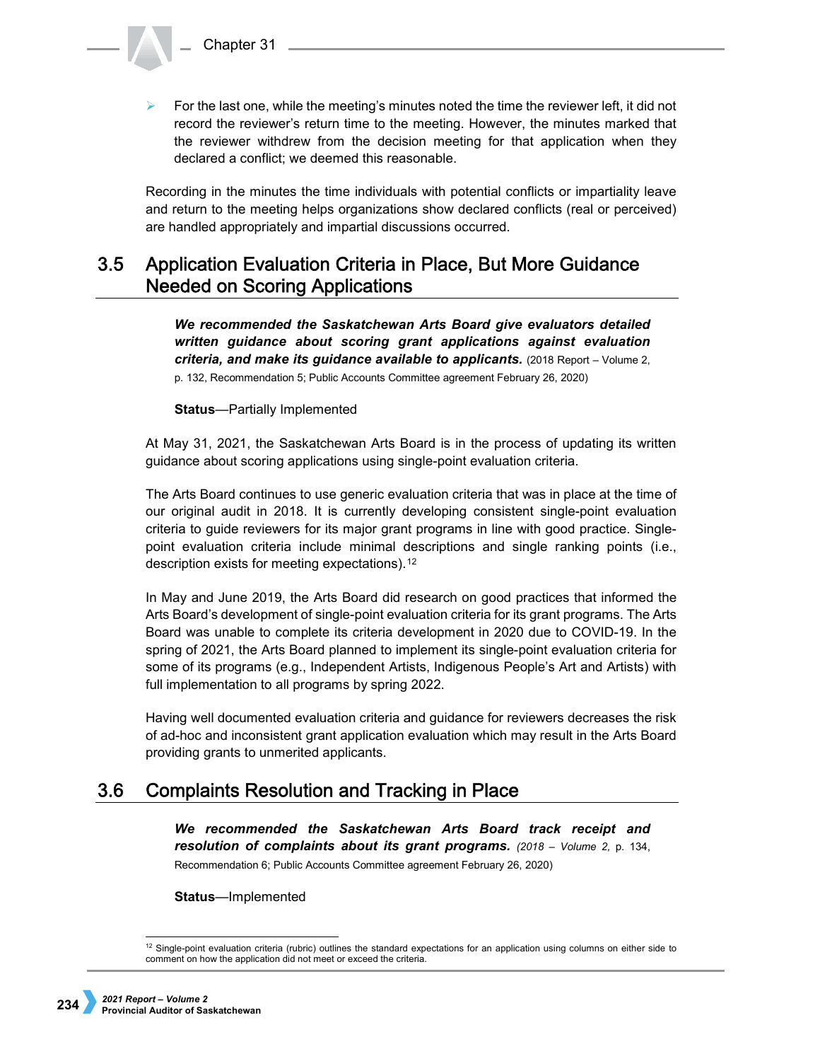- For the last one, while the meeting's minutes noted the time the reviewer left, it did not record the reviewer's return time to the meeting. However, the minutes marked that the reviewer withdrew from the decision meeting for that application when they declared a conflict; we deemed this reasonable.

Recording in the minutes the time individuals with potential conflicts or impartiality leave and return to the meeting helps organizations show declared conflicts (real or perceived) are handled appropriately and impartial discussions occurred.

## 3.5 Application Evaluation Criteria in Place, But More Guidance Needed on Scoring Applications

***We recommended the Saskatchewan Arts Board give evaluators detailed written guidance about scoring grant applications against evaluation criteria, and make its guidance available to applicants.*** (2018 Report – Volume 2, p. 132, Recommendation 5; Public Accounts Committee agreement February 26, 2020)

**Status**—Partially Implemented

At May 31, 2021, the Saskatchewan Arts Board is in the process of updating its written guidance about scoring applications using single-point evaluation criteria.

The Arts Board continues to use generic evaluation criteria that was in place at the time of our original audit in 2018. It is currently developing consistent single-point evaluation criteria to guide reviewers for its major grant programs in line with good practice. Single-point evaluation criteria include minimal descriptions and single ranking points (i.e., description exists for meeting expectations).[12]

In May and June 2019, the Arts Board did research on good practices that informed the Arts Board's development of single-point evaluation criteria for its grant programs. The Arts Board was unable to complete its criteria development in 2020 due to COVID-19. In the spring of 2021, the Arts Board planned to implement its single-point evaluation criteria for some of its programs (e.g., Independent Artists, Indigenous People's Art and Artists) with full implementation to all programs by spring 2022.

Having well documented evaluation criteria and guidance for reviewers decreases the risk of ad-hoc and inconsistent grant application evaluation which may result in the Arts Board providing grants to unmerited applicants.

## 3.6 Complaints Resolution and Tracking in Place

***We recommended the Saskatchewan Arts Board track receipt and resolution of complaints about its grant programs.*** *(2018 – Volume 2,* p. 134, Recommendation 6; Public Accounts Committee agreement February 26, 2020)

**Status**—Implemented

[12] Single-point evaluation criteria (rubric) outlines the standard expectations for an application using columns on either side to comment on how the application did not meet or exceed the criteria.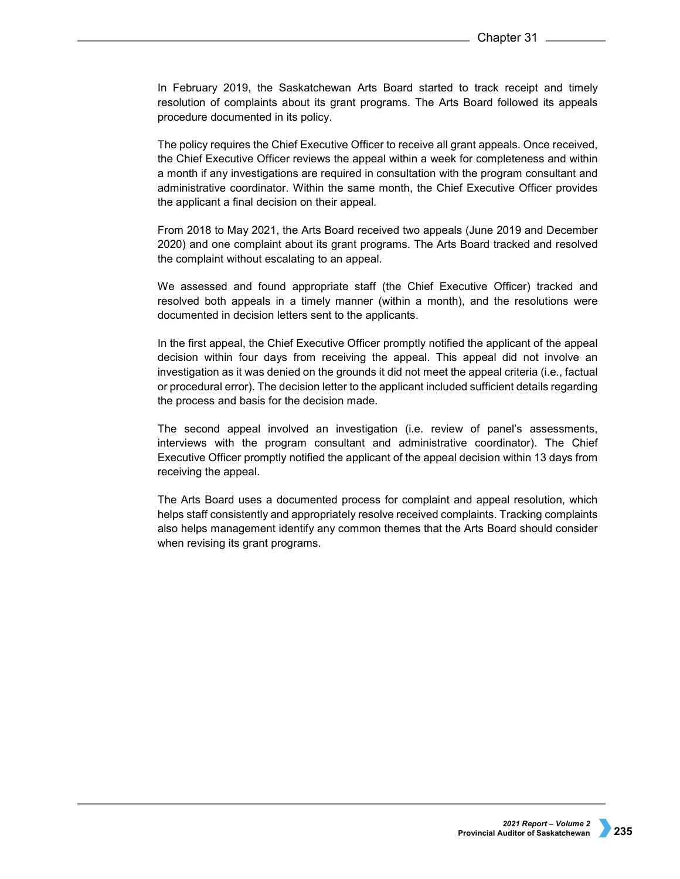In February 2019, the Saskatchewan Arts Board started to track receipt and timely resolution of complaints about its grant programs. The Arts Board followed its appeals procedure documented in its policy.

The policy requires the Chief Executive Officer to receive all grant appeals. Once received, the Chief Executive Officer reviews the appeal within a week for completeness and within a month if any investigations are required in consultation with the program consultant and administrative coordinator. Within the same month, the Chief Executive Officer provides the applicant a final decision on their appeal.

From 2018 to May 2021, the Arts Board received two appeals (June 2019 and December 2020) and one complaint about its grant programs. The Arts Board tracked and resolved the complaint without escalating to an appeal.

We assessed and found appropriate staff (the Chief Executive Officer) tracked and resolved both appeals in a timely manner (within a month), and the resolutions were documented in decision letters sent to the applicants.

In the first appeal, the Chief Executive Officer promptly notified the applicant of the appeal decision within four days from receiving the appeal. This appeal did not involve an investigation as it was denied on the grounds it did not meet the appeal criteria (i.e., factual or procedural error). The decision letter to the applicant included sufficient details regarding the process and basis for the decision made.

The second appeal involved an investigation (i.e. review of panel's assessments, interviews with the program consultant and administrative coordinator). The Chief Executive Officer promptly notified the applicant of the appeal decision within 13 days from receiving the appeal.

The Arts Board uses a documented process for complaint and appeal resolution, which helps staff consistently and appropriately resolve received complaints. Tracking complaints also helps management identify any common themes that the Arts Board should consider when revising its grant programs.